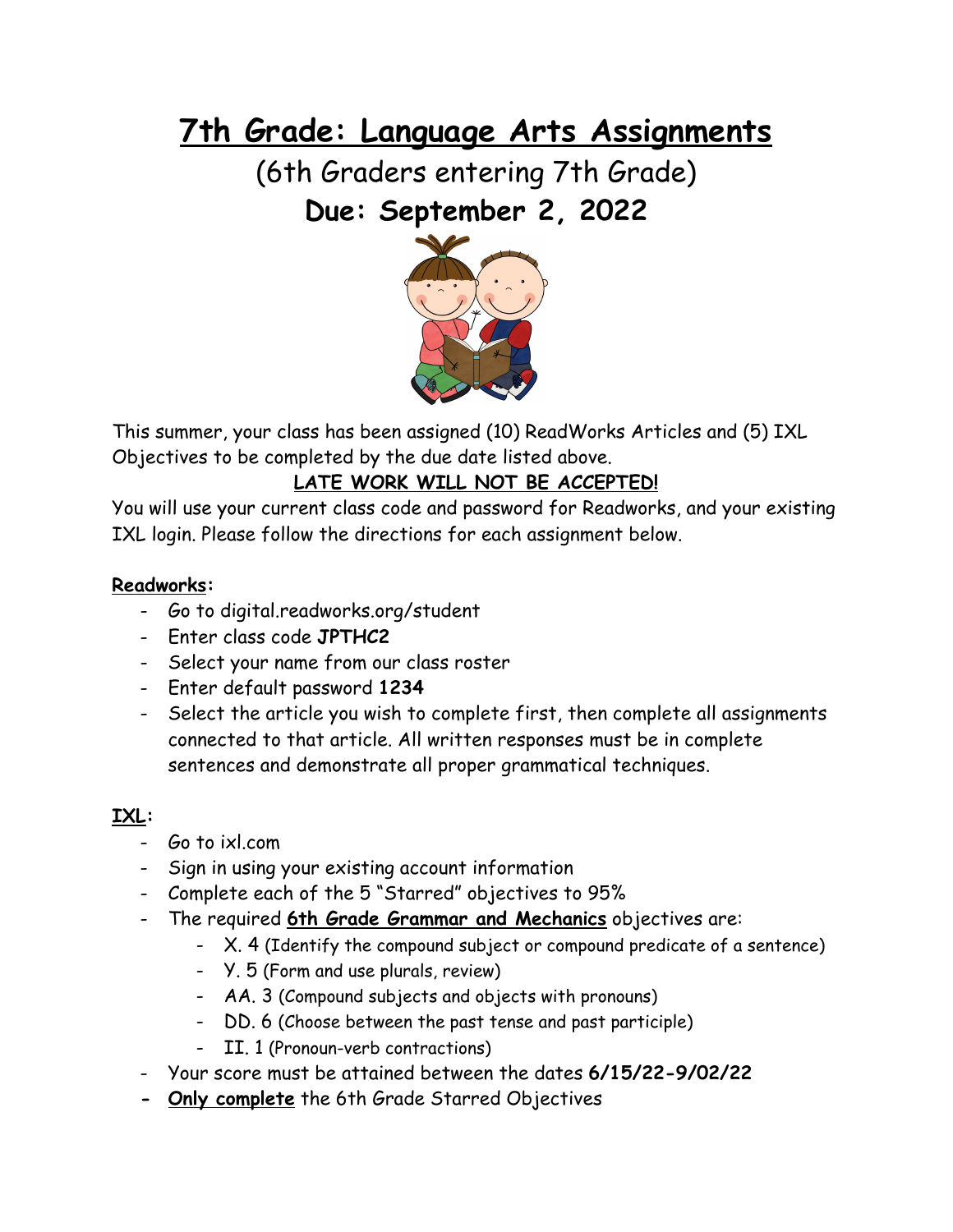# 7th Grade: Language Arts Assignments

## (6th Graders entering 7th Grade)

## Due: September 2, 2022

This summer, your class has been assigned (10) ReadWorks Articles and (5) IXL Objectives to be completed by the due date listed above.

**LATE WORK WILL NOT BE ACCEPTED!**

You will use your current class code and password for Readworks, and your existing IXL login. Please follow the directions for each assignment below.

**Readworks:**

- Go to digital.readworks.org/student
- Enter class code **JPTHC2**
- Select your name from our class roster
- Enter default password **1234**
- Select the article you wish to complete first, then complete all assignments connected to that article. All written responses must be in complete sentences and demonstrate all proper grammatical techniques.

**IXL:**

- Go to ixl.com
- Sign in using your existing account information
- Complete each of the 5 "Starred" objectives to 95%
- The required **6th Grade Grammar and Mechanics** objectives are:
  - X. 4 (Identify the compound subject or compound predicate of a sentence)
  - Y. 5 (Form and use plurals, review)
  - AA. 3 (Compound subjects and objects with pronouns)
  - DD. 6 (Choose between the past tense and past participle)
  - II. 1 (Pronoun-verb contractions)
- Your score must be attained between the dates **6/15/22-9/02/22**
- **Only complete** the 6th Grade Starred Objectives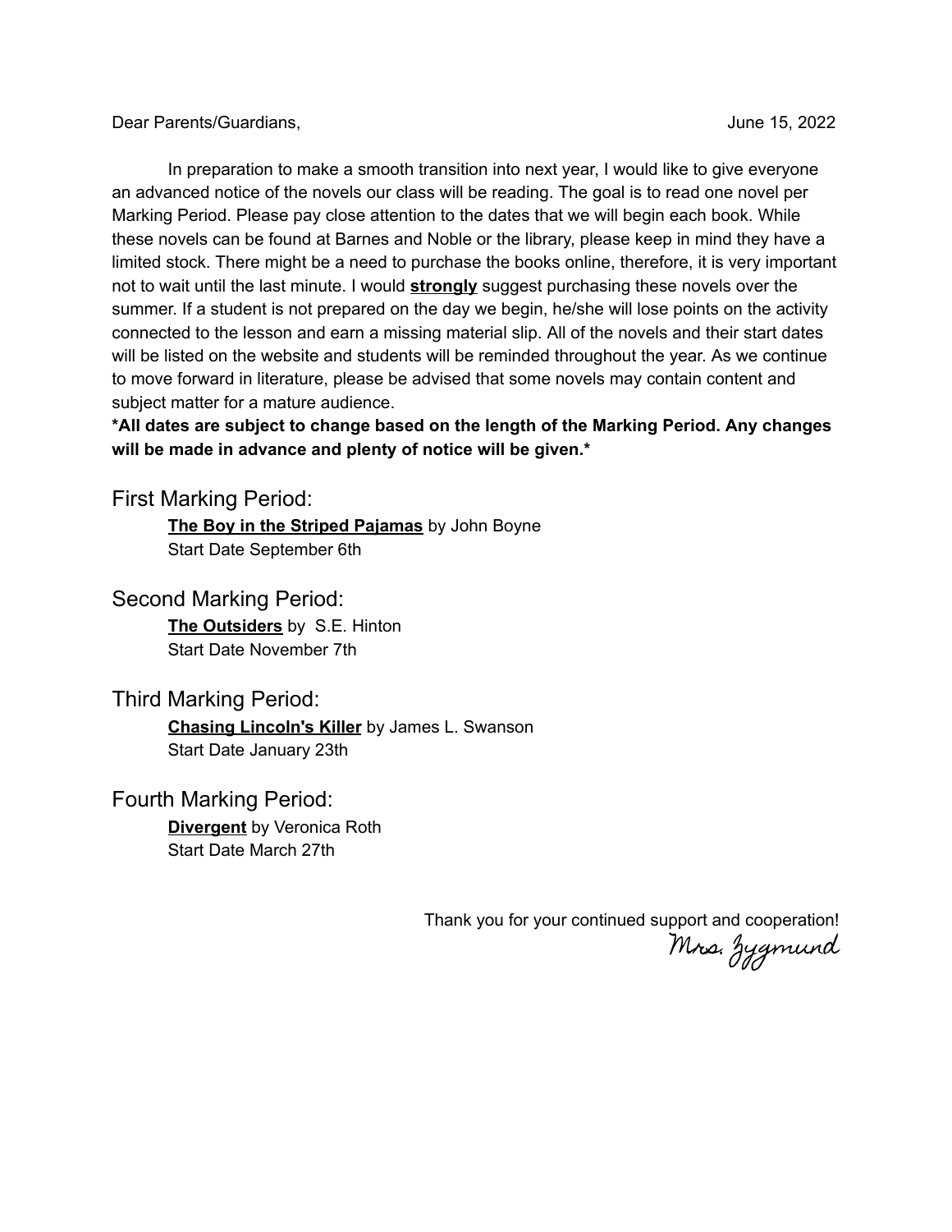Dear Parents/Guardians, June 15, 2022

In preparation to make a smooth transition into next year, I would like to give everyone an advanced notice of the novels our class will be reading. The goal is to read one novel per Marking Period. Please pay close attention to the dates that we will begin each book. While these novels can be found at Barnes and Noble or the library, please keep in mind they have a limited stock. There might be a need to purchase the books online, therefore, it is very important not to wait until the last minute. I would **strongly** suggest purchasing these novels over the summer. If a student is not prepared on the day we begin, he/she will lose points on the activity connected to the lesson and earn a missing material slip. All of the novels and their start dates will be listed on the website and students will be reminded throughout the year. As we continue to move forward in literature, please be advised that some novels may contain content and subject matter for a mature audience.

**\*All dates are subject to change based on the length of the Marking Period. Any changes will be made in advance and plenty of notice will be given.\***

## First Marking Period:

**The Boy in the Striped Pajamas** by John Boyne
Start Date September 6th

## Second Marking Period:

**The Outsiders** by S.E. Hinton
Start Date November 7th

## Third Marking Period:

**Chasing Lincoln's Killer** by James L. Swanson
Start Date January 23th

## Fourth Marking Period:

**Divergent** by Veronica Roth
Start Date March 27th

Thank you for your continued support and cooperation!
Mrs. Zygmund